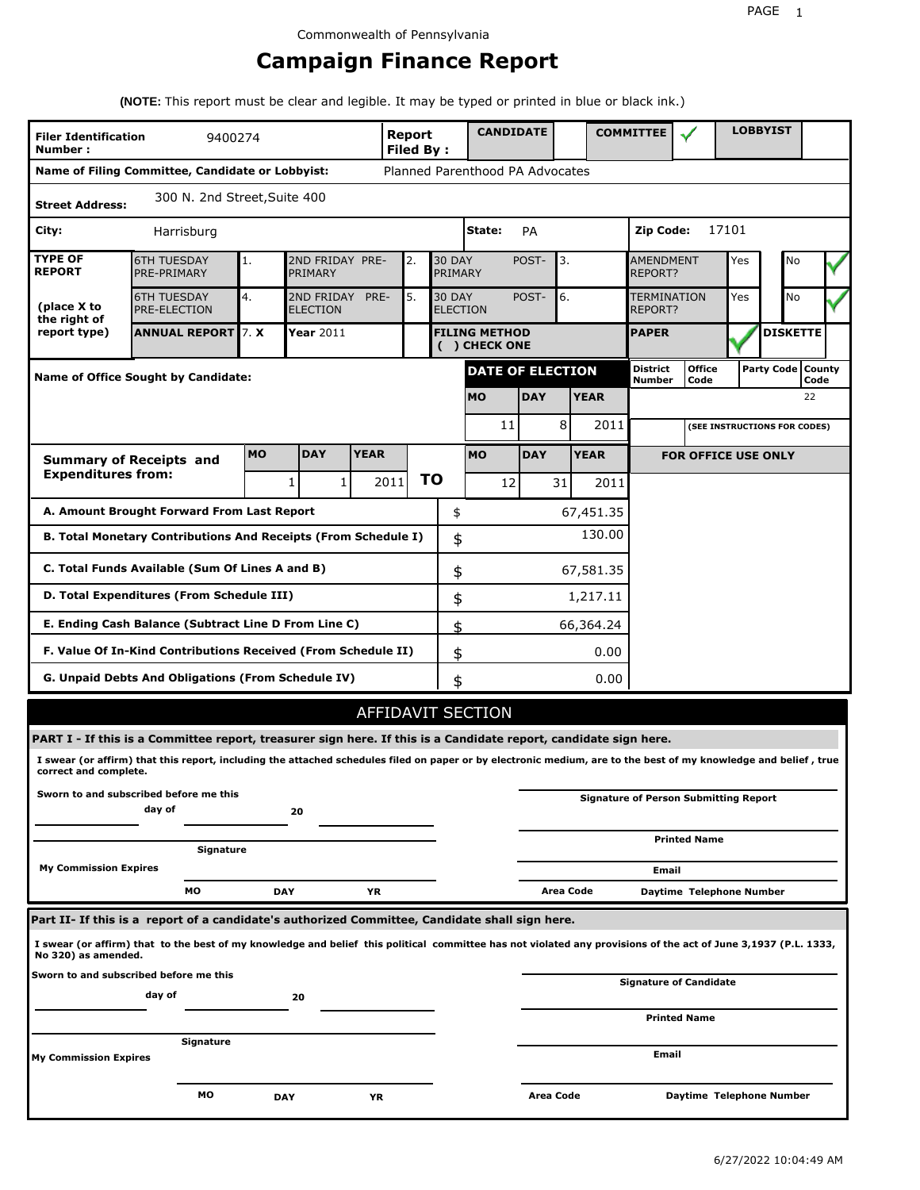Commonwealth of Pennsylvania

# Campaign Finance Report

**(NOTE:** This report must be clear and legible. It may be typed or printed in blue or black ink.)

| | | | | | | | |
|---|---|---|---|---|---|---|---|
| **Filer Identification Number :** | 9400274 | **Report Filed By :** | **CANDIDATE** | | **COMMITTEE** | ✓ | **LOBBYIST** |
| **Name of Filing Committee, Candidate or Lobbyist:** | Planned Parenthood PA Advocates | | | | | | |
| **Street Address:** | 300 N. 2nd Street,Suite 400 | | | | | | |
| **City:** | Harrisburg | **State:** | PA | **Zip Code:** | 17101 | | |

| **TYPE OF REPORT** | | | | | | | | | | |
|---|---|---|---|---|---|---|---|---|---|---|
| | 6TH TUESDAY PRE-PRIMARY | 1. | 2ND FRIDAY PRE-PRIMARY | 2. | 30 DAY POST-PRIMARY | 3. | AMENDMENT REPORT? | Yes | No | ✓ |
| **(place X to the right of report type)** | 6TH TUESDAY PRE-ELECTION | 4. | 2ND FRIDAY PRE-ELECTION | 5. | 30 DAY POST-ELECTION | 6. | TERMINATION REPORT? | Yes | No | ✓ |
| | **ANNUAL REPORT** | 7. **X** | **Year** 2011 | | **FILING METHOD ( ) CHECK ONE** | | **PAPER** | ✓ | **DISKETTE** | |

| **Name of Office Sought by Candidate:** | **DATE OF ELECTION** | | | **District Number** | **Office Code** | **Party Code** | **County Code** |
|---|---|---|---|---|---|---|---|
| | **MO** | **DAY** | **YEAR** | | | | 22 |
| | 11 | 8 | 2011 | | **(SEE INSTRUCTIONS FOR CODES)** | | |

| **Summary of Receipts and Expenditures from:** | **MO** | **DAY** | **YEAR** | | **MO** | **DAY** | **YEAR** | **FOR OFFICE USE ONLY** |
|---|---|---|---|---|---|---|---|---|
| | 1 | 1 | 2011 | **TO** | 12 | 31 | 2011 | |

| | | |
|---|---|---|
| **A. Amount Brought Forward From Last Report** | $ | 67,451.35 |
| **B. Total Monetary Contributions And Receipts (From Schedule I)** | $ | 130.00 |
| **C. Total Funds Available (Sum Of Lines A and B)** | $ | 67,581.35 |
| **D. Total Expenditures (From Schedule III)** | $ | 1,217.11 |
| **E. Ending Cash Balance (Subtract Line D From Line C)** | $ | 66,364.24 |
| **F. Value Of In-Kind Contributions Received (From Schedule II)** | $ | 0.00 |
| **G. Unpaid Debts And Obligations (From Schedule IV)** | $ | 0.00 |

## AFFIDAVIT SECTION

**PART I - If this is a Committee report, treasurer sign here. If this is a Candidate report, candidate sign here.**

**I swear (or affirm) that this report, including the attached schedules filed on paper or by electronic medium, are to the best of my knowledge and belief , true correct and complete.**

**Sworn to and subscribed before me this** ______ **day of** ______ **20** ______

**Signature**

**My Commission Expires** **MO** **DAY** **YR**

**Signature of Person Submitting Report**

**Printed Name**

**Email**

**Area Code** **Daytime Telephone Number**

**Part II- If this is a report of a candidate's authorized Committee, Candidate shall sign here.**

**I swear (or affirm) that to the best of my knowledge and belief this political committee has not violated any provisions of the act of June 3,1937 (P.L. 1333, No 320) as amended.**

**Sworn to and subscribed before me this** ______ **day of** ______ **20** ______

**Signature**

**My Commission Expires** **MO** **DAY** **YR**

**Signature of Candidate**

**Printed Name**

**Email**

**Area Code** **Daytime Telephone Number**

6/27/2022 10:04:49 AM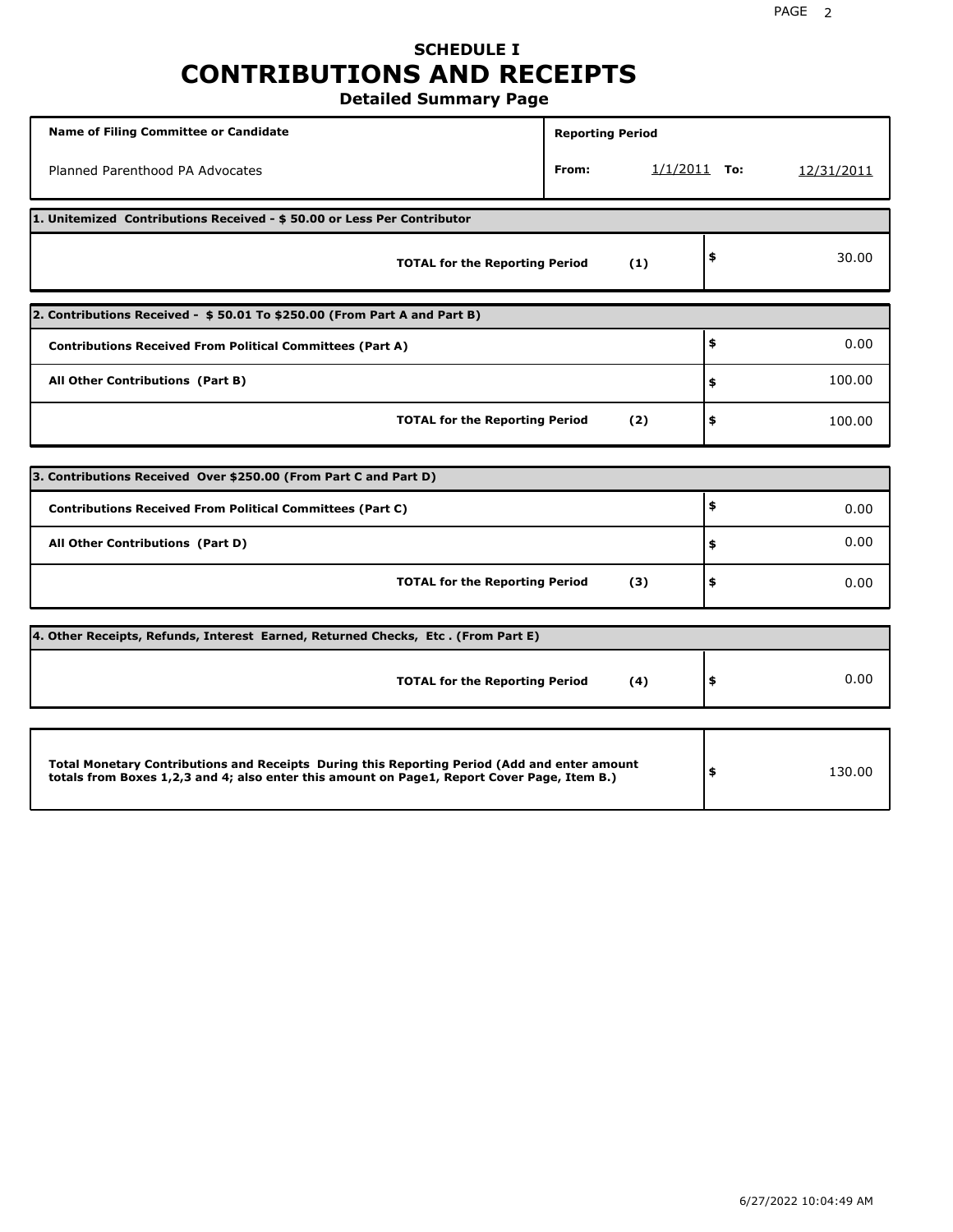# SCHEDULE I
# CONTRIBUTIONS AND RECEIPTS
## Detailed Summary Page

| Name of Filing Committee or Candidate | Reporting Period | | |
|---|---|---|---|
| Planned Parenthood PA Advocates | From: 1/1/2011 | To: | 12/31/2011 |

| 1. Unitemized Contributions Received - $ 50.00 or Less Per Contributor | | |
|---|---|---|
| TOTAL for the Reporting Period | (1) | $ 30.00 |

| 2. Contributions Received - $ 50.01 To $250.00 (From Part A and Part B) | | |
|---|---|---|
| Contributions Received From Political Committees (Part A) | | $ 0.00 |
| All Other Contributions (Part B) | | $ 100.00 |
| TOTAL for the Reporting Period | (2) | $ 100.00 |

| 3. Contributions Received Over $250.00 (From Part C and Part D) | | |
|---|---|---|
| Contributions Received From Political Committees (Part C) | | $ 0.00 |
| All Other Contributions (Part D) | | $ 0.00 |
| TOTAL for the Reporting Period | (3) | $ 0.00 |

| 4. Other Receipts, Refunds, Interest Earned, Returned Checks, Etc . (From Part E) | | |
|---|---|---|
| TOTAL for the Reporting Period | (4) | $ 0.00 |

| | |
|---|---|
| Total Monetary Contributions and Receipts During this Reporting Period (Add and enter amount totals from Boxes 1,2,3 and 4; also enter this amount on Page1, Report Cover Page, Item B.) | $ 130.00 |

6/27/2022 10:04:49 AM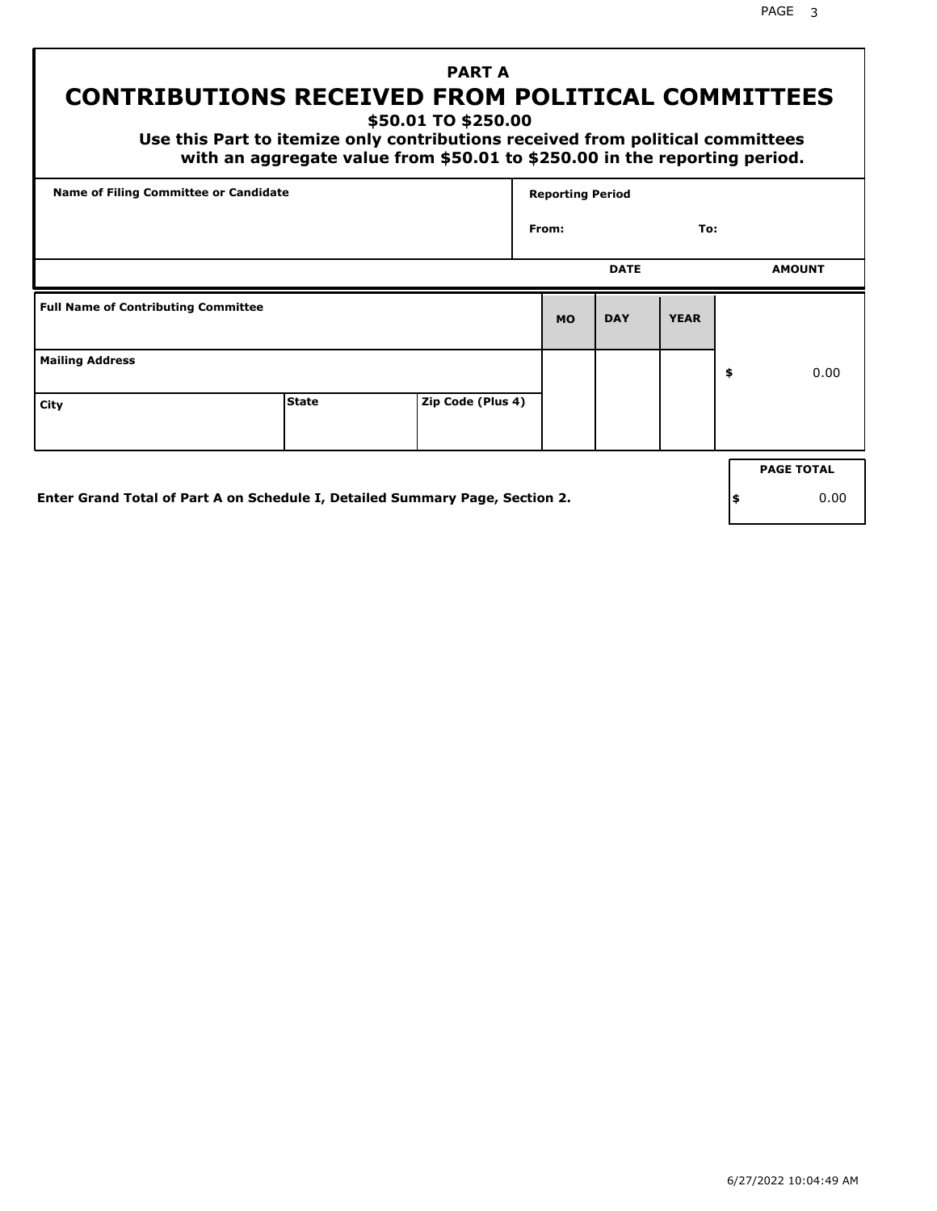# PART A
## CONTRIBUTIONS RECEIVED FROM POLITICAL COMMITTEES

**$50.01 TO $250.00**

**Use this Part to itemize only contributions received from political committees with an aggregate value from $50.01 to $250.00 in the reporting period.**

| Name of Filing Committee or Candidate | Reporting Period |
|---|---|
| | From: To: |

| | DATE | | | AMOUNT |
|---|---|---|---|---|
| **Full Name of Contributing Committee** | **MO** | **DAY** | **YEAR** | |
| **Mailing Address** | | | | $ 0.00 |
| **City** / **State** / **Zip Code (Plus 4)** | | | | |

**Enter Grand Total of Part A on Schedule I, Detailed Summary Page, Section 2.**

| PAGE TOTAL |
|---|
| $ 0.00 |

6/27/2022 10:04:49 AM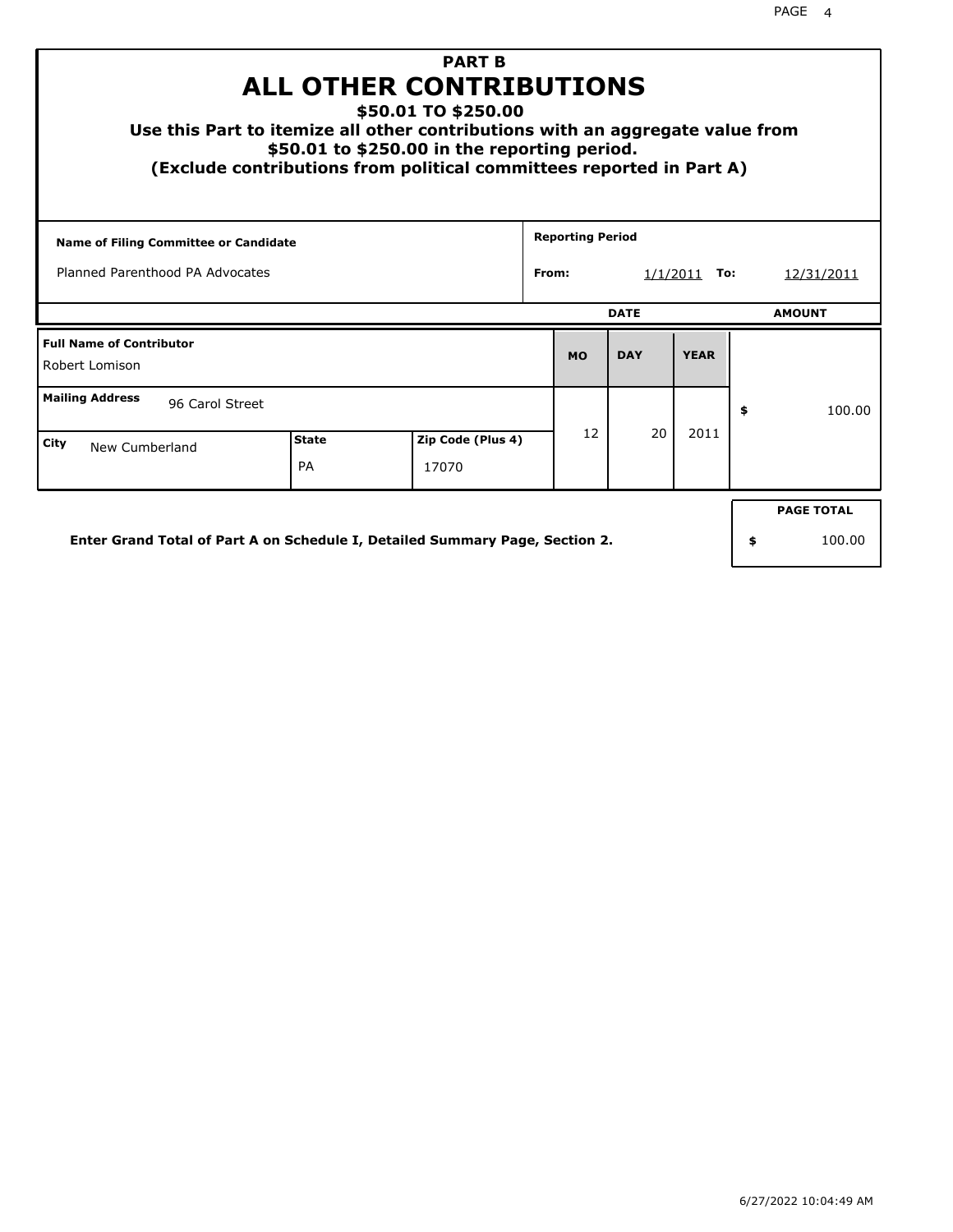# PART B
# ALL OTHER CONTRIBUTIONS
## $50.01 TO $250.00

**Use this Part to itemize all other contributions with an aggregate value from $50.01 to $250.00 in the reporting period.**
**(Exclude contributions from political committees reported in Part A)**

| Name of Filing Committee or Candidate | Reporting Period |
|---|---|
| Planned Parenthood PA Advocates | From: 1/1/2011 To: 12/31/2011 |

| Full Name of Contributor | Mailing Address | City | State | Zip Code (Plus 4) | MO | DAY | YEAR | AMOUNT |
|---|---|---|---|---|---|---|---|---|
| Robert Lomison | 96 Carol Street | New Cumberland | PA | 17070 | 12 | 20 | 2011 | $ 100.00 |

**Enter Grand Total of Part A on Schedule I, Detailed Summary Page, Section 2.**

**PAGE TOTAL** $ 100.00

6/27/2022 10:04:49 AM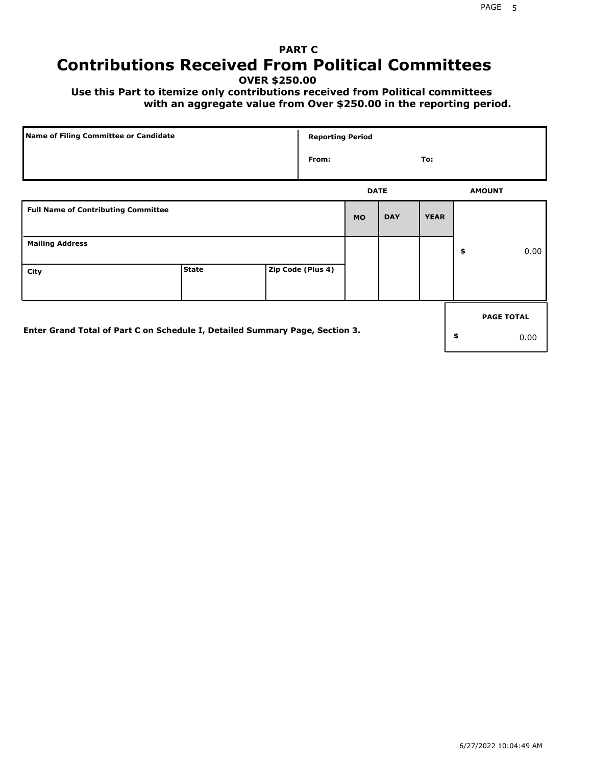PART C

# Contributions Received From Political Committees

**OVER $250.00**

**Use this Part to itemize only contributions received from Political committees with an aggregate value from Over $250.00 in the reporting period.**

| Name of Filing Committee or Candidate | Reporting Period |
|---|---|
| | From: To: |

| Full Name of Contributing Committee | | | DATE MO | DATE DAY | DATE YEAR | AMOUNT |
|---|---|---|---|---|---|---|
| Mailing Address | | | | | | $ 0.00 |
| City | State | Zip Code (Plus 4) | | | | |

Enter Grand Total of Part C on Schedule I, Detailed Summary Page, Section 3.

| PAGE TOTAL |
|---|
| $ 0.00 |

6/27/2022 10:04:49 AM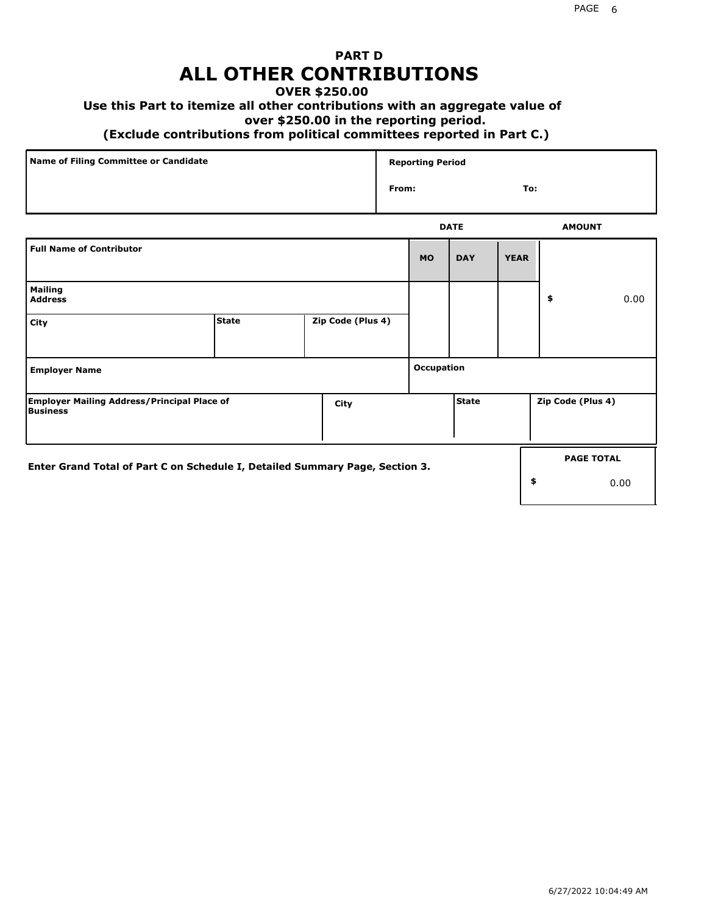## PART D
# ALL OTHER CONTRIBUTIONS
### OVER $250.00
### Use this Part to itemize all other contributions with an aggregate value of over $250.00 in the reporting period.
### (Exclude contributions from political committees reported in Part C.)

| Name of Filing Committee or Candidate | Reporting Period |
|---|---|
| | From: To: |

| | | | DATE | | | AMOUNT |
|---|---|---|---|---|---|---|
| Full Name of Contributor | | | MO | DAY | YEAR | |
| Mailing Address | | | | | | $ 0.00 |
| City | State | Zip Code (Plus 4) | | | | |
| Employer Name | | | Occupation | | | |
| Employer Mailing Address/Principal Place of Business | City | | State | | Zip Code (Plus 4) | |

Enter Grand Total of Part C on Schedule I, Detailed Summary Page, Section 3.

| PAGE TOTAL |
|---|
| $ 0.00 |

6/27/2022 10:04:49 AM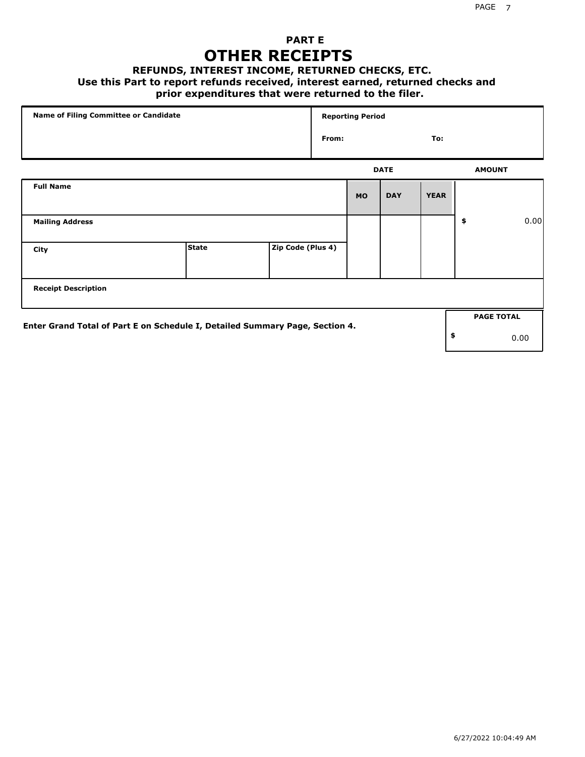# PART E
# OTHER RECEIPTS
### REFUNDS, INTEREST INCOME, RETURNED CHECKS, ETC.
### Use this Part to report refunds received, interest earned, returned checks and prior expenditures that were returned to the filer.

| Name of Filing Committee or Candidate | Reporting Period |
|---|---|
| | From: To: |

| | | | DATE | | | AMOUNT |
|---|---|---|---|---|---|---|
| **Full Name** | | | **MO** | **DAY** | **YEAR** | |
| **Mailing Address** | | | | | | $ 0.00 |
| **City** | **State** | **Zip Code (Plus 4)** | | | | |
| **Receipt Description** | | | | | | |

**Enter Grand Total of Part E on Schedule I, Detailed Summary Page, Section 4.**

| PAGE TOTAL |
|---|
| $ 0.00 |

6/27/2022 10:04:49 AM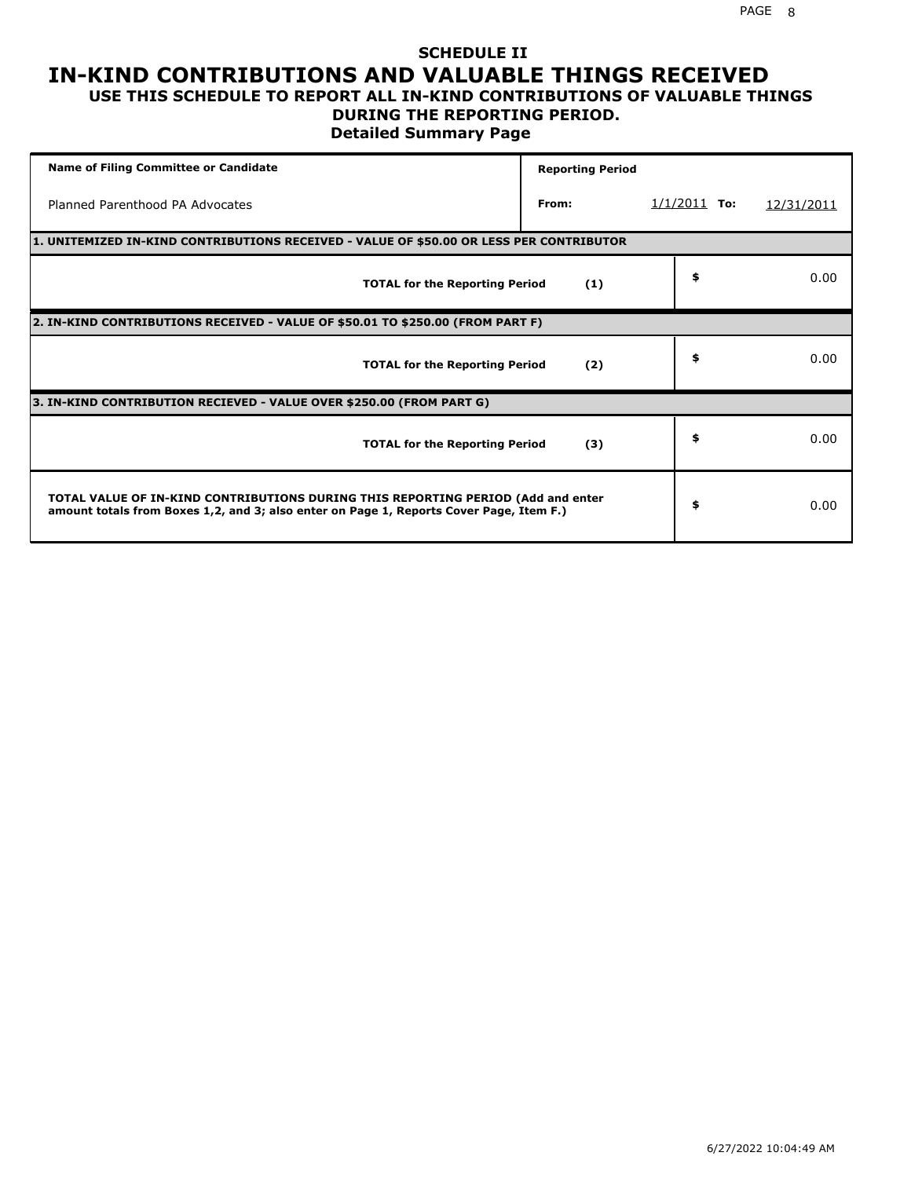## SCHEDULE II

# IN-KIND CONTRIBUTIONS AND VALUABLE THINGS RECEIVED

### USE THIS SCHEDULE TO REPORT ALL IN-KIND CONTRIBUTIONS OF VALUABLE THINGS DURING THE REPORTING PERIOD.

### Detailed Summary Page

| **Name of Filing Committee or Candidate** | **Reporting Period** | | |
|---|---|---|---|
| Planned Parenthood PA Advocates | **From:** | 1/1/2011 **To:** | 12/31/2011 |

| **1. UNITEMIZED IN-KIND CONTRIBUTIONS RECEIVED - VALUE OF $50.00 OR LESS PER CONTRIBUTOR** | | |
|---|---|---|
| **TOTAL for the Reporting Period** | **(1)** | $ 0.00 |
| **2. IN-KIND CONTRIBUTIONS RECEIVED - VALUE OF $50.01 TO $250.00 (FROM PART F)** | | |
| **TOTAL for the Reporting Period** | **(2)** | $ 0.00 |
| **3. IN-KIND CONTRIBUTION RECIEVED - VALUE OVER $250.00 (FROM PART G)** | | |
| **TOTAL for the Reporting Period** | **(3)** | $ 0.00 |
| **TOTAL VALUE OF IN-KIND CONTRIBUTIONS DURING THIS REPORTING PERIOD (Add and enter amount totals from Boxes 1,2, and 3; also enter on Page 1, Reports Cover Page, Item F.)** | | $ 0.00 |

6/27/2022 10:04:49 AM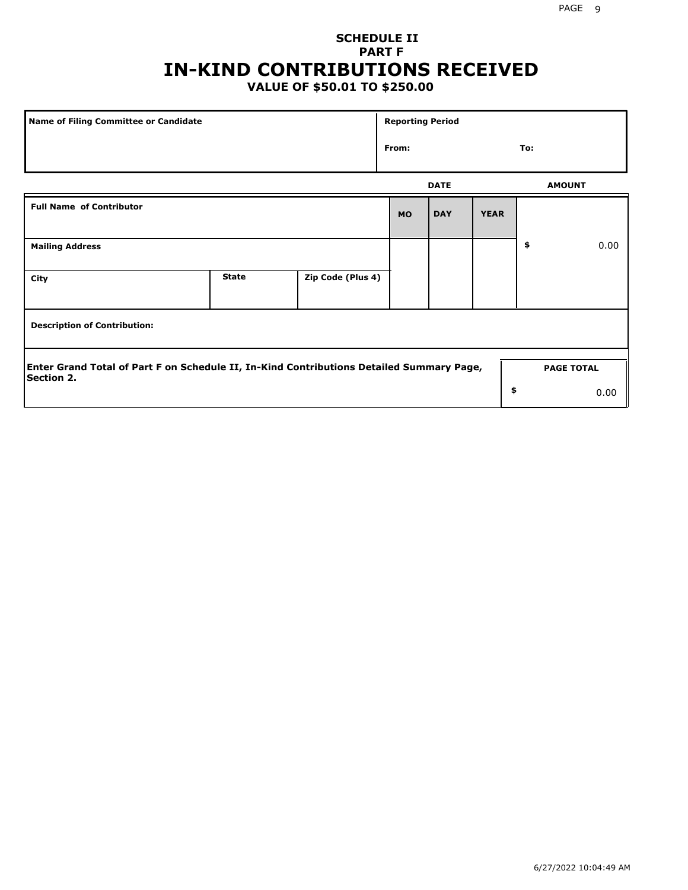# SCHEDULE II
## PART F
# IN-KIND CONTRIBUTIONS RECEIVED
### VALUE OF $50.01 TO $250.00

| Name of Filing Committee or Candidate | Reporting Period |
|---|---|
| | From: To: |

| | | | DATE | | | AMOUNT |
|---|---|---|---|---|---|---|
| **Full Name of Contributor** | | | **MO** | **DAY** | **YEAR** | |
| **Mailing Address** | | | | | | $ 0.00 |
| **City** | **State** | **Zip Code (Plus 4)** | | | | |
| **Description of Contribution:** | | | | | | |

| Enter Grand Total of Part F on Schedule II, In-Kind Contributions Detailed Summary Page, Section 2. | PAGE TOTAL |
|---|---|
| | $ 0.00 |

6/27/2022 10:04:49 AM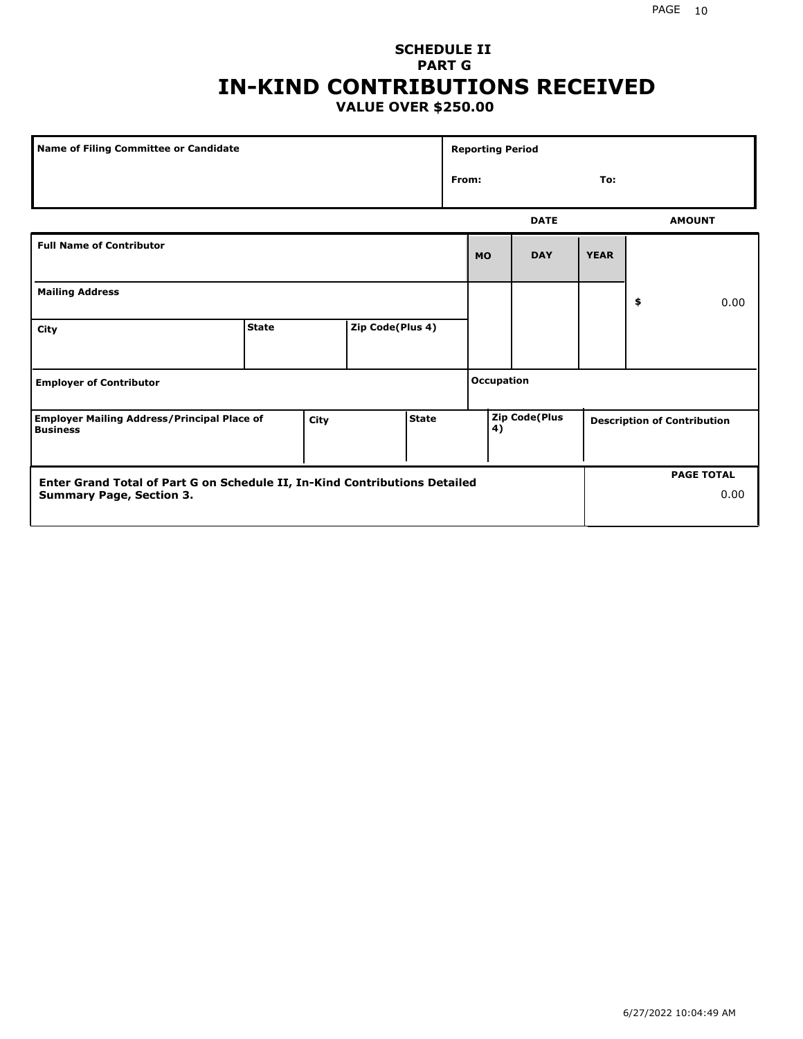**SCHEDULE II**
**PART G**

# IN-KIND CONTRIBUTIONS RECEIVED

**VALUE OVER $250.00**

| Name of Filing Committee or Candidate | Reporting Period |
|---|---|
| | From: To: |

| | | | DATE | | | AMOUNT |
|---|---|---|---|---|---|---|
| **Full Name of Contributor** | | | **MO** | **DAY** | **YEAR** | |
| **Mailing Address** | | | | | | $ 0.00 |
| **City** | **State** | **Zip Code(Plus 4)** | | | | |
| **Employer of Contributor** | | | **Occupation** | | | |
| **Employer Mailing Address/Principal Place of Business** | **City** | **State** | **Zip Code(Plus 4)** | | **Description of Contribution** | |

| | |
|---|---|
| **Enter Grand Total of Part G on Schedule II, In-Kind Contributions Detailed Summary Page, Section 3.** | **PAGE TOTAL** 0.00 |

6/27/2022 10:04:49 AM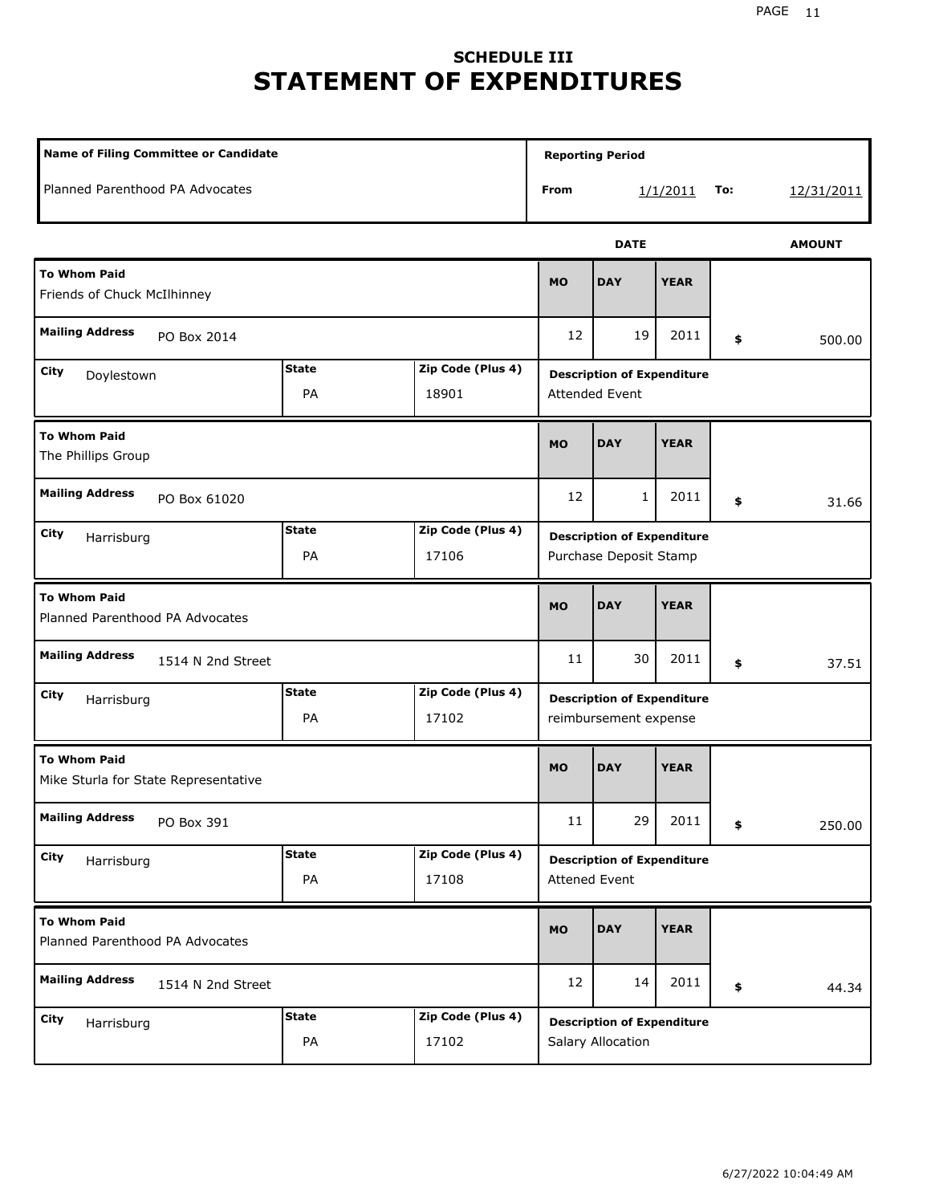## SCHEDULE III
# STATEMENT OF EXPENDITURES

| Name of Filing Committee or Candidate | Reporting Period | | | |
|---|---|---|---|---|
| Planned Parenthood PA Advocates | From | 1/1/2011 | To: | 12/31/2011 |

| To Whom Paid | Mailing Address | City | State | Zip Code (Plus 4) | MO | DAY | YEAR | AMOUNT | Description of Expenditure |
|---|---|---|---|---|---|---|---|---|---|
| Friends of Chuck McIlhinney | PO Box 2014 | Doylestown | PA | 18901 | 12 | 19 | 2011 | $ 500.00 | Attended Event |
| The Phillips Group | PO Box 61020 | Harrisburg | PA | 17106 | 12 | 1 | 2011 | $ 31.66 | Purchase Deposit Stamp |
| Planned Parenthood PA Advocates | 1514 N 2nd Street | Harrisburg | PA | 17102 | 11 | 30 | 2011 | $ 37.51 | reimbursement expense |
| Mike Sturla for State Representative | PO Box 391 | Harrisburg | PA | 17108 | 11 | 29 | 2011 | $ 250.00 | Attened Event |
| Planned Parenthood PA Advocates | 1514 N 2nd Street | Harrisburg | PA | 17102 | 12 | 14 | 2011 | $ 44.34 | Salary Allocation |

6/27/2022 10:04:49 AM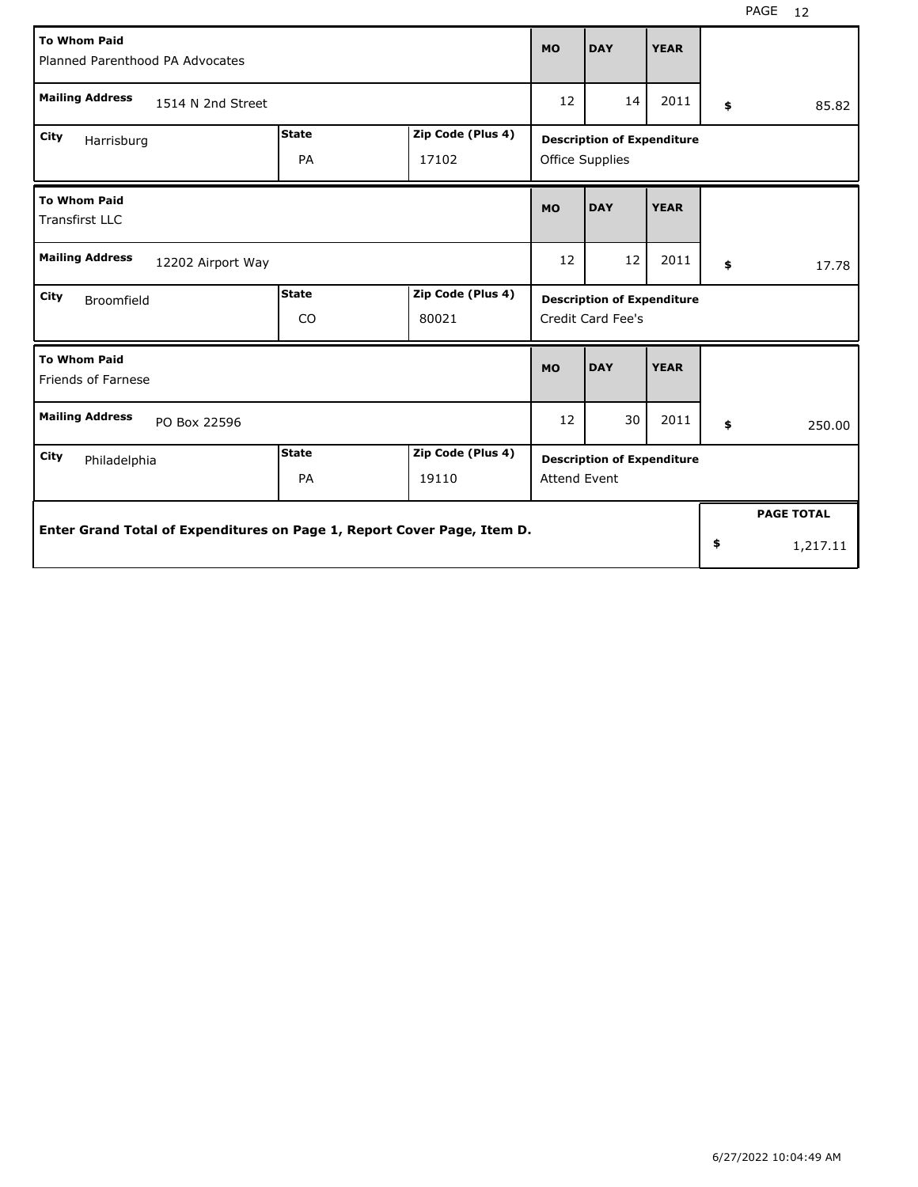| To Whom Paid | | | MO | DAY | YEAR | |
|---|---|---|---|---|---|---|
| Planned Parenthood PA Advocates | | | | | | |
| **Mailing Address** 1514 N 2nd Street | | | 12 | 14 | 2011 | $ 85.82 |
| **City** Harrisburg | **State** PA | **Zip Code (Plus 4)** 17102 | **Description of Expenditure** Office Supplies | | | |

| To Whom Paid | | | MO | DAY | YEAR | |
|---|---|---|---|---|---|---|
| Transfirst LLC | | | | | | |
| **Mailing Address** 12202 Airport Way | | | 12 | 12 | 2011 | $ 17.78 |
| **City** Broomfield | **State** CO | **Zip Code (Plus 4)** 80021 | **Description of Expenditure** Credit Card Fee's | | | |

| To Whom Paid | | | MO | DAY | YEAR | |
|---|---|---|---|---|---|---|
| Friends of Farnese | | | | | | |
| **Mailing Address** PO Box 22596 | | | 12 | 30 | 2011 | $ 250.00 |
| **City** Philadelphia | **State** PA | **Zip Code (Plus 4)** 19110 | **Description of Expenditure** Attend Event | | | |

| | PAGE TOTAL |
|---|---|
| **Enter Grand Total of Expenditures on Page 1, Report Cover Page, Item D.** | $ 1,217.11 |

6/27/2022 10:04:49 AM